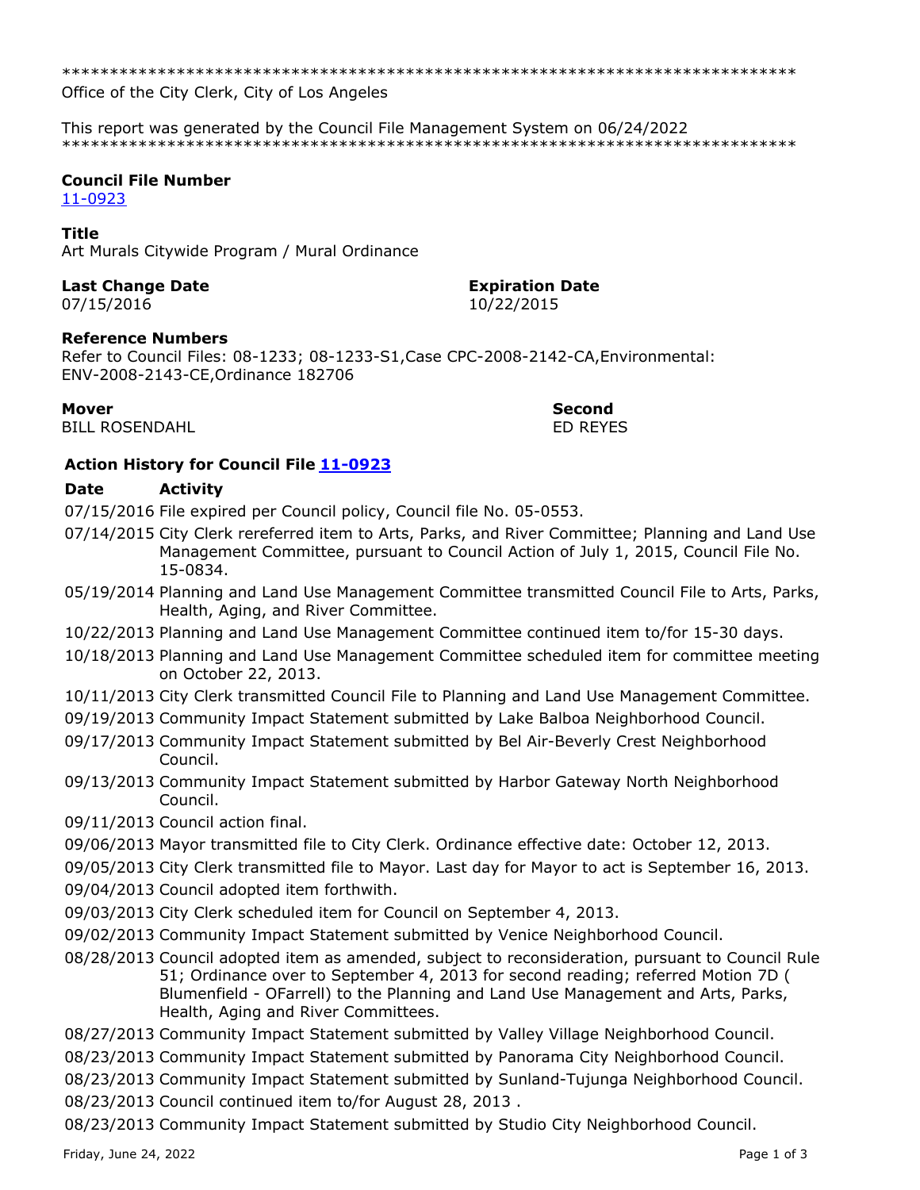*****************************************************************************
Office of the City Clerk, City of Los Angeles

This report was generated by the Council File Management System on 06/24/2022
*****************************************************************************

**Council File Number**
11-0923

**Title**
Art Murals Citywide Program / Mural Ordinance

**Last Change Date**
07/15/2016

**Expiration Date**
10/22/2015

**Reference Numbers**
Refer to Council Files: 08-1233; 08-1233-S1,Case CPC-2008-2142-CA,Environmental: ENV-2008-2143-CE,Ordinance 182706

**Mover**
BILL ROSENDAHL

**Second**
ED REYES

### Action History for Council File 11-0923

| Date | Activity |
|---|---|
| 07/15/2016 | File expired per Council policy, Council file No. 05-0553. |
| 07/14/2015 | City Clerk rereferred item to Arts, Parks, and River Committee; Planning and Land Use Management Committee, pursuant to Council Action of July 1, 2015, Council File No. 15-0834. |
| 05/19/2014 | Planning and Land Use Management Committee transmitted Council File to Arts, Parks, Health, Aging, and River Committee. |
| 10/22/2013 | Planning and Land Use Management Committee continued item to/for 15-30 days. |
| 10/18/2013 | Planning and Land Use Management Committee scheduled item for committee meeting on October 22, 2013. |
| 10/11/2013 | City Clerk transmitted Council File to Planning and Land Use Management Committee. |
| 09/19/2013 | Community Impact Statement submitted by Lake Balboa Neighborhood Council. |
| 09/17/2013 | Community Impact Statement submitted by Bel Air-Beverly Crest Neighborhood Council. |
| 09/13/2013 | Community Impact Statement submitted by Harbor Gateway North Neighborhood Council. |
| 09/11/2013 | Council action final. |
| 09/06/2013 | Mayor transmitted file to City Clerk. Ordinance effective date: October 12, 2013. |
| 09/05/2013 | City Clerk transmitted file to Mayor. Last day for Mayor to act is September 16, 2013. |
| 09/04/2013 | Council adopted item forthwith. |
| 09/03/2013 | City Clerk scheduled item for Council on September 4, 2013. |
| 09/02/2013 | Community Impact Statement submitted by Venice Neighborhood Council. |
| 08/28/2013 | Council adopted item as amended, subject to reconsideration, pursuant to Council Rule 51; Ordinance over to September 4, 2013 for second reading; referred Motion 7D ( Blumenfield - OFarrell) to the Planning and Land Use Management and Arts, Parks, Health, Aging and River Committees. |
| 08/27/2013 | Community Impact Statement submitted by Valley Village Neighborhood Council. |
| 08/23/2013 | Community Impact Statement submitted by Panorama City Neighborhood Council. |
| 08/23/2013 | Community Impact Statement submitted by Sunland-Tujunga Neighborhood Council. |
| 08/23/2013 | Council continued item to/for August 28, 2013 . |
| 08/23/2013 | Community Impact Statement submitted by Studio City Neighborhood Council. |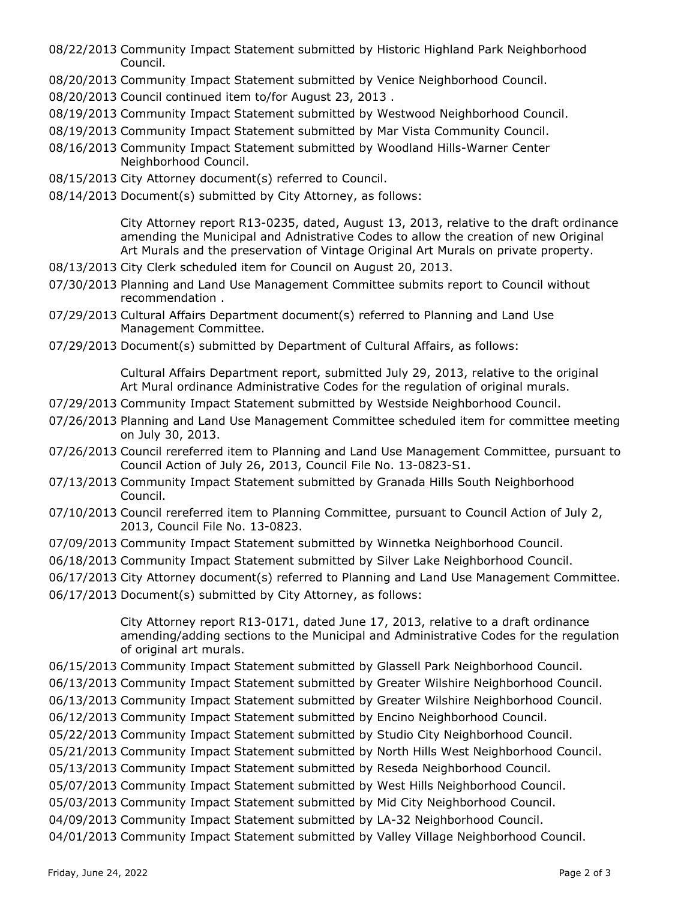08/22/2013 Community Impact Statement submitted by Historic Highland Park Neighborhood Council.

08/20/2013 Community Impact Statement submitted by Venice Neighborhood Council.

08/20/2013 Council continued item to/for August 23, 2013 .

08/19/2013 Community Impact Statement submitted by Westwood Neighborhood Council.

08/19/2013 Community Impact Statement submitted by Mar Vista Community Council.

08/16/2013 Community Impact Statement submitted by Woodland Hills-Warner Center Neighborhood Council.

08/15/2013 City Attorney document(s) referred to Council.

08/14/2013 Document(s) submitted by City Attorney, as follows:

City Attorney report R13-0235, dated, August 13, 2013, relative to the draft ordinance amending the Municipal and Adnistrative Codes to allow the creation of new Original Art Murals and the preservation of Vintage Original Art Murals on private property.

08/13/2013 City Clerk scheduled item for Council on August 20, 2013.

07/30/2013 Planning and Land Use Management Committee submits report to Council without recommendation .

07/29/2013 Cultural Affairs Department document(s) referred to Planning and Land Use Management Committee.

07/29/2013 Document(s) submitted by Department of Cultural Affairs, as follows:

Cultural Affairs Department report, submitted July 29, 2013, relative to the original Art Mural ordinance Administrative Codes for the regulation of original murals.

07/29/2013 Community Impact Statement submitted by Westside Neighborhood Council.

07/26/2013 Planning and Land Use Management Committee scheduled item for committee meeting on July 30, 2013.

07/26/2013 Council rereferred item to Planning and Land Use Management Committee, pursuant to Council Action of July 26, 2013, Council File No. 13-0823-S1.

07/13/2013 Community Impact Statement submitted by Granada Hills South Neighborhood Council.

07/10/2013 Council rereferred item to Planning Committee, pursuant to Council Action of July 2, 2013, Council File No. 13-0823.

07/09/2013 Community Impact Statement submitted by Winnetka Neighborhood Council.

06/18/2013 Community Impact Statement submitted by Silver Lake Neighborhood Council.

06/17/2013 City Attorney document(s) referred to Planning and Land Use Management Committee.

06/17/2013 Document(s) submitted by City Attorney, as follows:

City Attorney report R13-0171, dated June 17, 2013, relative to a draft ordinance amending/adding sections to the Municipal and Administrative Codes for the regulation of original art murals.

06/15/2013 Community Impact Statement submitted by Glassell Park Neighborhood Council.

06/13/2013 Community Impact Statement submitted by Greater Wilshire Neighborhood Council.

06/13/2013 Community Impact Statement submitted by Greater Wilshire Neighborhood Council.

06/12/2013 Community Impact Statement submitted by Encino Neighborhood Council.

05/22/2013 Community Impact Statement submitted by Studio City Neighborhood Council.

05/21/2013 Community Impact Statement submitted by North Hills West Neighborhood Council.

05/13/2013 Community Impact Statement submitted by Reseda Neighborhood Council.

05/07/2013 Community Impact Statement submitted by West Hills Neighborhood Council.

05/03/2013 Community Impact Statement submitted by Mid City Neighborhood Council.

04/09/2013 Community Impact Statement submitted by LA-32 Neighborhood Council.

04/01/2013 Community Impact Statement submitted by Valley Village Neighborhood Council.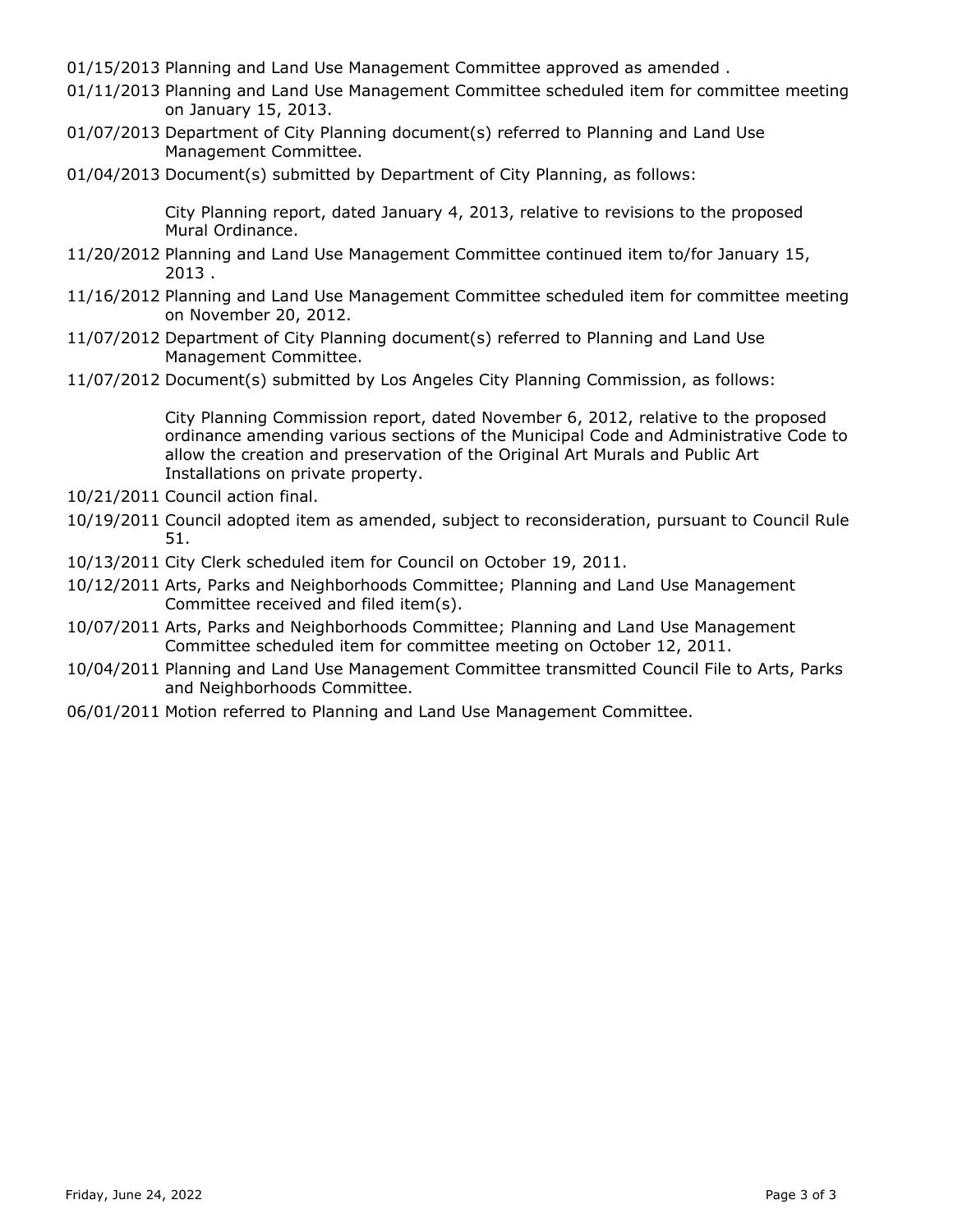01/15/2013 Planning and Land Use Management Committee approved as amended .

01/11/2013 Planning and Land Use Management Committee scheduled item for committee meeting on January 15, 2013.

01/07/2013 Department of City Planning document(s) referred to Planning and Land Use Management Committee.

01/04/2013 Document(s) submitted by Department of City Planning, as follows:

City Planning report, dated January 4, 2013, relative to revisions to the proposed Mural Ordinance.

11/20/2012 Planning and Land Use Management Committee continued item to/for January 15, 2013 .

11/16/2012 Planning and Land Use Management Committee scheduled item for committee meeting on November 20, 2012.

11/07/2012 Department of City Planning document(s) referred to Planning and Land Use Management Committee.

11/07/2012 Document(s) submitted by Los Angeles City Planning Commission, as follows:

City Planning Commission report, dated November 6, 2012, relative to the proposed ordinance amending various sections of the Municipal Code and Administrative Code to allow the creation and preservation of the Original Art Murals and Public Art Installations on private property.

10/21/2011 Council action final.

10/19/2011 Council adopted item as amended, subject to reconsideration, pursuant to Council Rule 51.

10/13/2011 City Clerk scheduled item for Council on October 19, 2011.

10/12/2011 Arts, Parks and Neighborhoods Committee; Planning and Land Use Management Committee received and filed item(s).

10/07/2011 Arts, Parks and Neighborhoods Committee; Planning and Land Use Management Committee scheduled item for committee meeting on October 12, 2011.

10/04/2011 Planning and Land Use Management Committee transmitted Council File to Arts, Parks and Neighborhoods Committee.

06/01/2011 Motion referred to Planning and Land Use Management Committee.